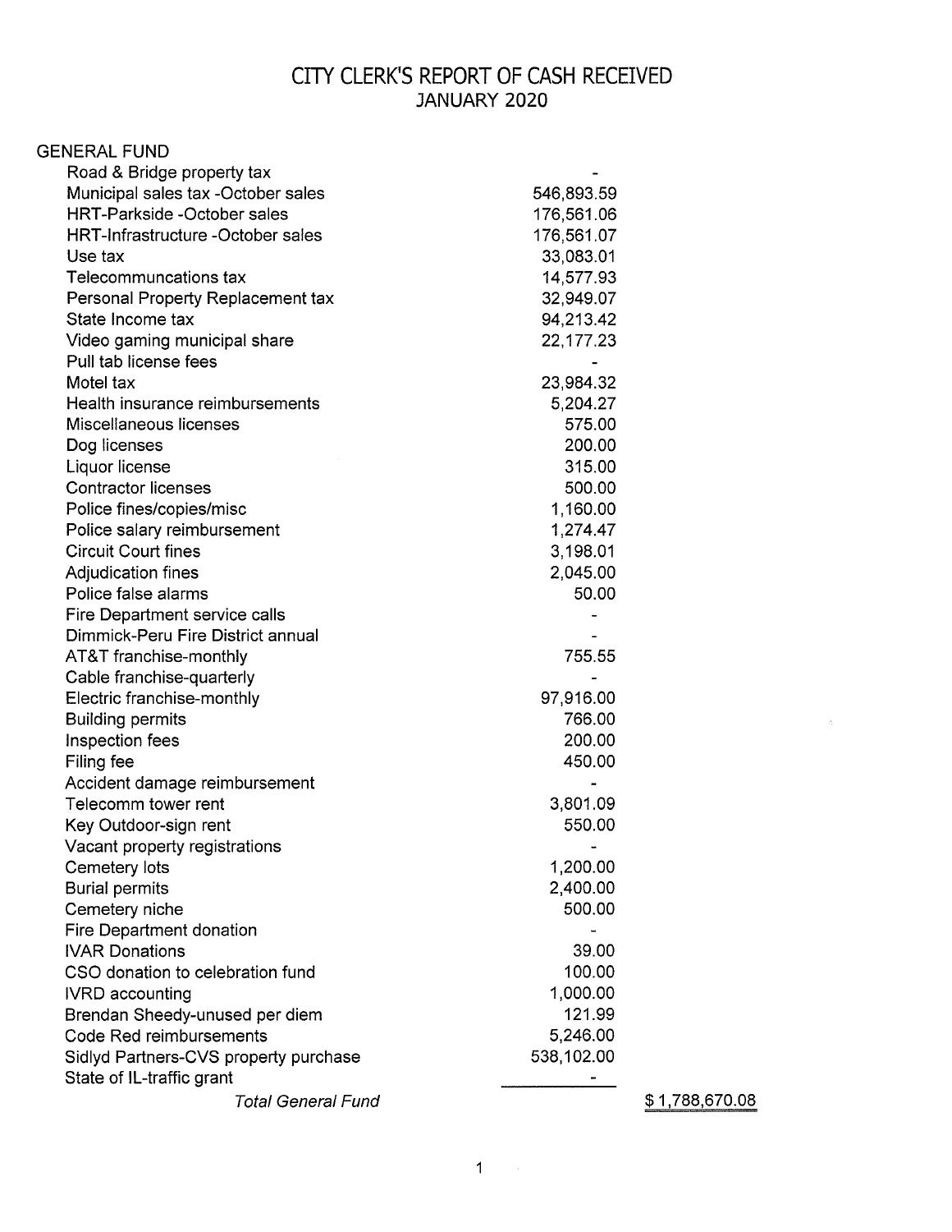# CITY CLERK'S REPORT OF CASH RECEIVED

## JANUARY 2020

| GENERAL FUND | | |
|---|---|---|
| Road & Bridge property tax | - | |
| Municipal sales tax -October sales | 546,893.59 | |
| HRT-Parkside -October sales | 176,561.06 | |
| HRT-Infrastructure -October sales | 176,561.07 | |
| Use tax | 33,083.01 | |
| Telecommuncations tax | 14,577.93 | |
| Personal Property Replacement tax | 32,949.07 | |
| State Income tax | 94,213.42 | |
| Video gaming municipal share | 22,177.23 | |
| Pull tab license fees | - | |
| Motel tax | 23,984.32 | |
| Health insurance reimbursements | 5,204.27 | |
| Miscellaneous licenses | 575.00 | |
| Dog licenses | 200.00 | |
| Liquor license | 315.00 | |
| Contractor licenses | 500.00 | |
| Police fines/copies/misc | 1,160.00 | |
| Police salary reimbursement | 1,274.47 | |
| Circuit Court fines | 3,198.01 | |
| Adjudication fines | 2,045.00 | |
| Police false alarms | 50.00 | |
| Fire Department service calls | - | |
| Dimmick-Peru Fire District annual | - | |
| AT&T franchise-monthly | 755.55 | |
| Cable franchise-quarterly | - | |
| Electric franchise-monthly | 97,916.00 | |
| Building permits | 766.00 | |
| Inspection fees | 200.00 | |
| Filing fee | 450.00 | |
| Accident damage reimbursement | - | |
| Telecomm tower rent | 3,801.09 | |
| Key Outdoor-sign rent | 550.00 | |
| Vacant property registrations | - | |
| Cemetery lots | 1,200.00 | |
| Burial permits | 2,400.00 | |
| Cemetery niche | 500.00 | |
| Fire Department donation | - | |
| IVAR Donations | 39.00 | |
| CSO donation to celebration fund | 100.00 | |
| IVRD accounting | 1,000.00 | |
| Brendan Sheedy-unused per diem | 121.99 | |
| Code Red reimbursements | 5,246.00 | |
| Sidlyd Partners-CVS property purchase | 538,102.00 | |
| State of IL-traffic grant | - | |
| *Total General Fund* | | $ 1,788,670.08 |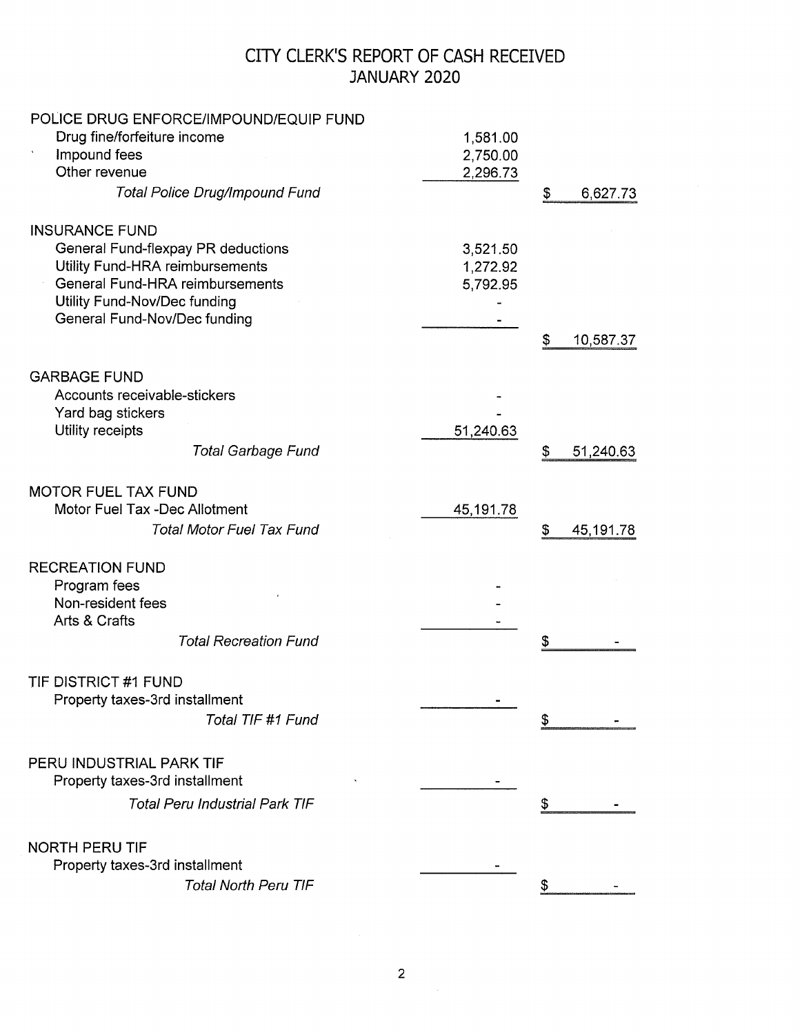# CITY CLERK'S REPORT OF CASH RECEIVED
## JANUARY 2020

| | | |
|---|---|---|
| **POLICE DRUG ENFORCE/IMPOUND/EQUIP FUND** | | |
| Drug fine/forfeiture income | 1,581.00 | |
| Impound fees | 2,750.00 | |
| Other revenue | 2,296.73 | |
| *Total Police Drug/Impound Fund* | | $ 6,627.73 |
| | | |
| **INSURANCE FUND** | | |
| General Fund-flexpay PR deductions | 3,521.50 | |
| Utility Fund-HRA reimbursements | 1,272.92 | |
| General Fund-HRA reimbursements | 5,792.95 | |
| Utility Fund-Nov/Dec funding | - | |
| General Fund-Nov/Dec funding | - | |
| | | $ 10,587.37 |
| | | |
| **GARBAGE FUND** | | |
| Accounts receivable-stickers | - | |
| Yard bag stickers | - | |
| Utility receipts | 51,240.63 | |
| *Total Garbage Fund* | | $ 51,240.63 |
| | | |
| **MOTOR FUEL TAX FUND** | | |
| Motor Fuel Tax -Dec Allotment | 45,191.78 | |
| *Total Motor Fuel Tax Fund* | | $ 45,191.78 |
| | | |
| **RECREATION FUND** | | |
| Program fees | - | |
| Non-resident fees | - | |
| Arts & Crafts | - | |
| *Total Recreation Fund* | | $ - |
| | | |
| **TIF DISTRICT #1 FUND** | | |
| Property taxes-3rd installment | - | |
| *Total TIF #1 Fund* | | $ - |
| | | |
| **PERU INDUSTRIAL PARK TIF** | | |
| Property taxes-3rd installment | - | |
| *Total Peru Industrial Park TIF* | | $ - |
| | | |
| **NORTH PERU TIF** | | |
| Property taxes-3rd installment | - | |
| *Total North Peru TIF* | | $ - |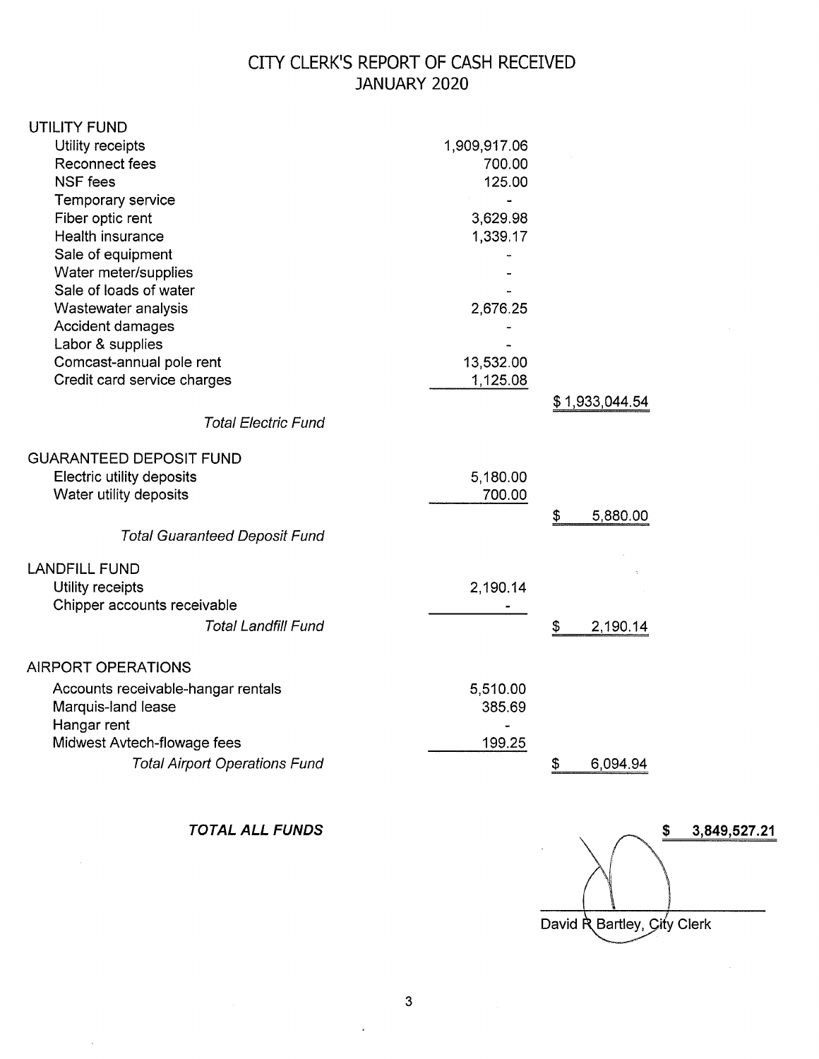# CITY CLERK'S REPORT OF CASH RECEIVED
## JANUARY 2020

| | | |
|---|---|---|
| **UTILITY FUND** | | |
| Utility receipts | 1,909,917.06 | |
| Reconnect fees | 700.00 | |
| NSF fees | 125.00 | |
| Temporary service | - | |
| Fiber optic rent | 3,629.98 | |
| Health insurance | 1,339.17 | |
| Sale of equipment | - | |
| Water meter/supplies | - | |
| Sale of loads of water | - | |
| Wastewater analysis | 2,676.25 | |
| Accident damages | - | |
| Labor & supplies | - | |
| Comcast-annual pole rent | 13,532.00 | |
| Credit card service charges | 1,125.08 | |
| | | $ 1,933,044.54 |
| *Total Electric Fund* | | |
| **GUARANTEED DEPOSIT FUND** | | |
| Electric utility deposits | 5,180.00 | |
| Water utility deposits | 700.00 | |
| | | $ 5,880.00 |
| *Total Guaranteed Deposit Fund* | | |
| **LANDFILL FUND** | | |
| Utility receipts | 2,190.14 | |
| Chipper accounts receivable | - | |
| *Total Landfill Fund* | | $ 2,190.14 |
| **AIRPORT OPERATIONS** | | |
| Accounts receivable-hangar rentals | 5,510.00 | |
| Marquis-land lease | 385.69 | |
| Hangar rent | - | |
| Midwest Avtech-flowage fees | 199.25 | |
| *Total Airport Operations Fund* | | $ 6,094.94 |

***TOTAL ALL FUNDS*** **$ 3,849,527.21**

David R Bartley, City Clerk